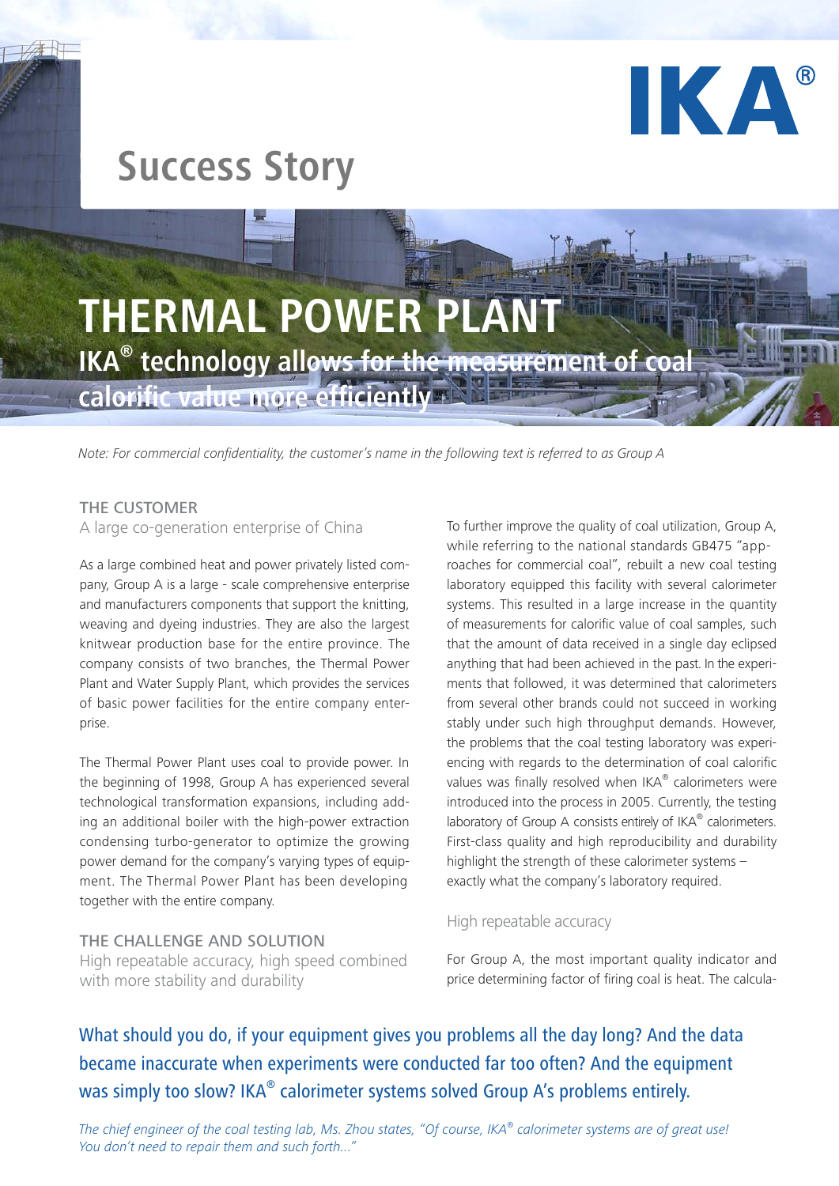IKA®

# Success Story

# THERMAL POWER PLANT

## IKA® technology allows for the measurement of coal calorific value more efficiently

*Note: For commercial confidentiality, the customer's name in the following text is referred to as Group A*

### THE CUSTOMER

A large co-generation enterprise of China

As a large combined heat and power privately listed company, Group A is a large - scale comprehensive enterprise and manufacturers components that support the knitting, weaving and dyeing industries. They are also the largest knitwear production base for the entire province. The company consists of two branches, the Thermal Power Plant and Water Supply Plant, which provides the services of basic power facilities for the entire company enterprise.

The Thermal Power Plant uses coal to provide power. In the beginning of 1998, Group A has experienced several technological transformation expansions, including adding an additional boiler with the high-power extraction condensing turbo-generator to optimize the growing power demand for the company's varying types of equipment. The Thermal Power Plant has been developing together with the entire company.

### THE CHALLENGE AND SOLUTION

High repeatable accuracy, high speed combined with more stability and durability

To further improve the quality of coal utilization, Group A, while referring to the national standards GB475 "approaches for commercial coal", rebuilt a new coal testing laboratory equipped this facility with several calorimeter systems. This resulted in a large increase in the quantity of measurements for calorific value of coal samples, such that the amount of data received in a single day eclipsed anything that had been achieved in the past. In the experiments that followed, it was determined that calorimeters from several other brands could not succeed in working stably under such high throughput demands. However, the problems that the coal testing laboratory was experiencing with regards to the determination of coal calorific values was finally resolved when IKA® calorimeters were introduced into the process in 2005. Currently, the testing laboratory of Group A consists entirely of IKA® calorimeters. First-class quality and high reproducibility and durability highlight the strength of these calorimeter systems – exactly what the company's laboratory required.

High repeatable accuracy

For Group A, the most important quality indicator and price determining factor of firing coal is heat. The calcula-

What should you do, if your equipment gives you problems all the day long? And the data became inaccurate when experiments were conducted far too often? And the equipment was simply too slow? IKA® calorimeter systems solved Group A's problems entirely.

*The chief engineer of the coal testing lab, Ms. Zhou states, "Of course, IKA® calorimeter systems are of great use! You don't need to repair them and such forth..."*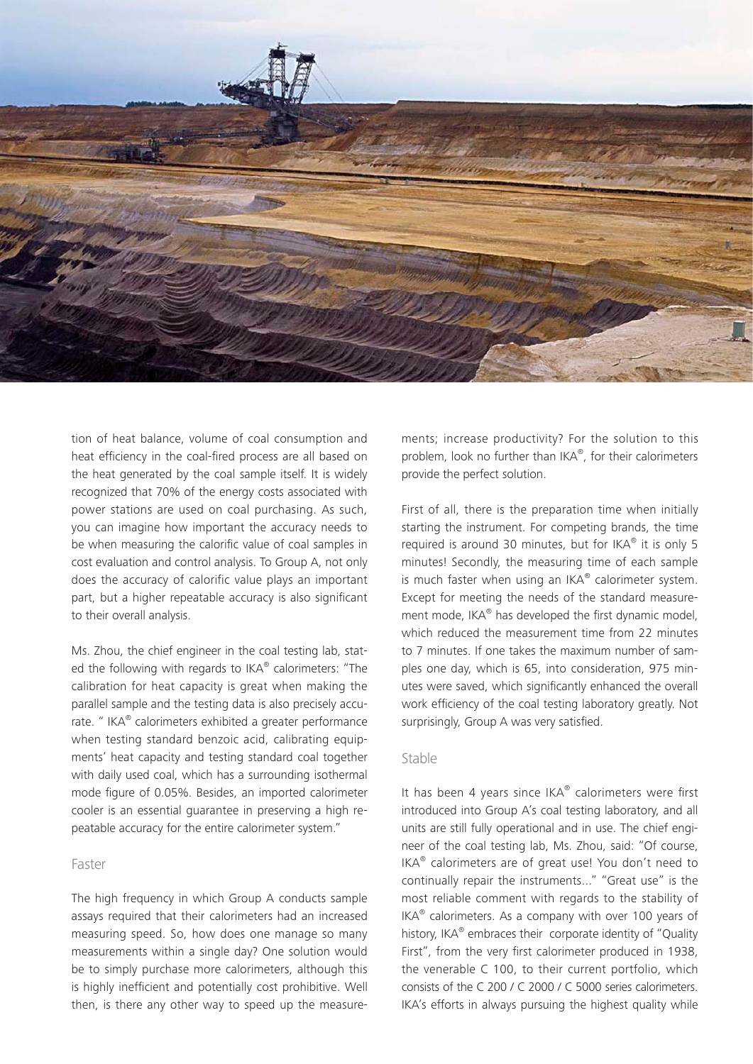tion of heat balance, volume of coal consumption and heat efficiency in the coal-fired process are all based on the heat generated by the coal sample itself. It is widely recognized that 70% of the energy costs associated with power stations are used on coal purchasing. As such, you can imagine how important the accuracy needs to be when measuring the calorific value of coal samples in cost evaluation and control analysis. To Group A, not only does the accuracy of calorific value plays an important part, but a higher repeatable accuracy is also significant to their overall analysis.

Ms. Zhou, the chief engineer in the coal testing lab, stated the following with regards to IKA® calorimeters: "The calibration for heat capacity is great when making the parallel sample and the testing data is also precisely accurate. " IKA® calorimeters exhibited a greater performance when testing standard benzoic acid, calibrating equipments' heat capacity and testing standard coal together with daily used coal, which has a surrounding isothermal mode figure of 0.05%. Besides, an imported calorimeter cooler is an essential guarantee in preserving a high repeatable accuracy for the entire calorimeter system."

## Faster

The high frequency in which Group A conducts sample assays required that their calorimeters had an increased measuring speed. So, how does one manage so many measurements within a single day? One solution would be to simply purchase more calorimeters, although this is highly inefficient and potentially cost prohibitive. Well then, is there any other way to speed up the measurements; increase productivity? For the solution to this problem, look no further than IKA®, for their calorimeters provide the perfect solution.

First of all, there is the preparation time when initially starting the instrument. For competing brands, the time required is around 30 minutes, but for IKA® it is only 5 minutes! Secondly, the measuring time of each sample is much faster when using an IKA® calorimeter system. Except for meeting the needs of the standard measurement mode, IKA® has developed the first dynamic model, which reduced the measurement time from 22 minutes to 7 minutes. If one takes the maximum number of samples one day, which is 65, into consideration, 975 minutes were saved, which significantly enhanced the overall work efficiency of the coal testing laboratory greatly. Not surprisingly, Group A was very satisfied.

## Stable

It has been 4 years since IKA® calorimeters were first introduced into Group A's coal testing laboratory, and all units are still fully operational and in use. The chief engineer of the coal testing lab, Ms. Zhou, said: "Of course, IKA® calorimeters are of great use! You don't need to continually repair the instruments..." "Great use" is the most reliable comment with regards to the stability of IKA® calorimeters. As a company with over 100 years of history, IKA® embraces their corporate identity of "Quality First", from the very first calorimeter produced in 1938, the venerable C 100, to their current portfolio, which consists of the C 200 / C 2000 / C 5000 series calorimeters. IKA's efforts in always pursuing the highest quality while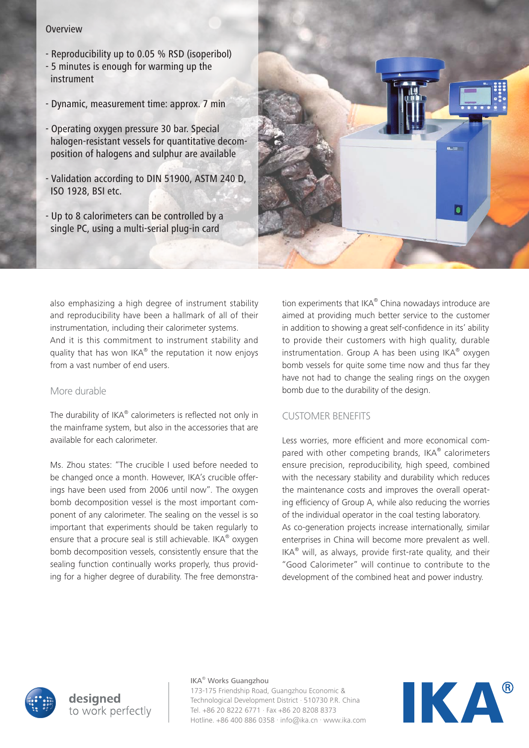## Overview

- Reproducibility up to 0.05 % RSD (isoperibol)
- 5 minutes is enough for warming up the instrument
- Dynamic, measurement time: approx. 7 min
- Operating oxygen pressure 30 bar. Special halogen-resistant vessels for quantitative decomposition of halogens and sulphur are available
- Validation according to DIN 51900, ASTM 240 D, ISO 1928, BSI etc.
- Up to 8 calorimeters can be controlled by a single PC, using a multi-serial plug-in card

also emphasizing a high degree of instrument stability and reproducibility have been a hallmark of all of their instrumentation, including their calorimeter systems. And it is this commitment to instrument stability and quality that has won IKA® the reputation it now enjoys from a vast number of end users.

### More durable

The durability of IKA® calorimeters is reflected not only in the mainframe system, but also in the accessories that are available for each calorimeter.

Ms. Zhou states: "The crucible I used before needed to be changed once a month. However, IKA's crucible offerings have been used from 2006 until now". The oxygen bomb decomposition vessel is the most important component of any calorimeter. The sealing on the vessel is so important that experiments should be taken regularly to ensure that a procure seal is still achievable. IKA® oxygen bomb decomposition vessels, consistently ensure that the sealing function continually works properly, thus providing for a higher degree of durability. The free demonstration experiments that IKA® China nowadays introduce are aimed at providing much better service to the customer in addition to showing a great self-confidence in its' ability to provide their customers with high quality, durable instrumentation. Group A has been using IKA® oxygen bomb vessels for quite some time now and thus far they have not had to change the sealing rings on the oxygen bomb due to the durability of the design.

### CUSTOMER BENEFITS

Less worries, more efficient and more economical compared with other competing brands, IKA® calorimeters ensure precision, reproducibility, high speed, combined with the necessary stability and durability which reduces the maintenance costs and improves the overall operating efficiency of Group A, while also reducing the worries of the individual operator in the coal testing laboratory. As co-generation projects increase internationally, similar enterprises in China will become more prevalent as well. IKA® will, as always, provide first-rate quality, and their "Good Calorimeter" will continue to contribute to the development of the combined heat and power industry.

**designed** to work perfectly

**IKA® Works Guangzhou**
173-175 Friendship Road, Guangzhou Economic & Technological Development District · 510730 P.R. China
Tel. +86 20 8222 6771 · Fax +86 20 8208 8373
Hotline. +86 400 886 0358 · info@ika.cn · www.ika.com

IKA®